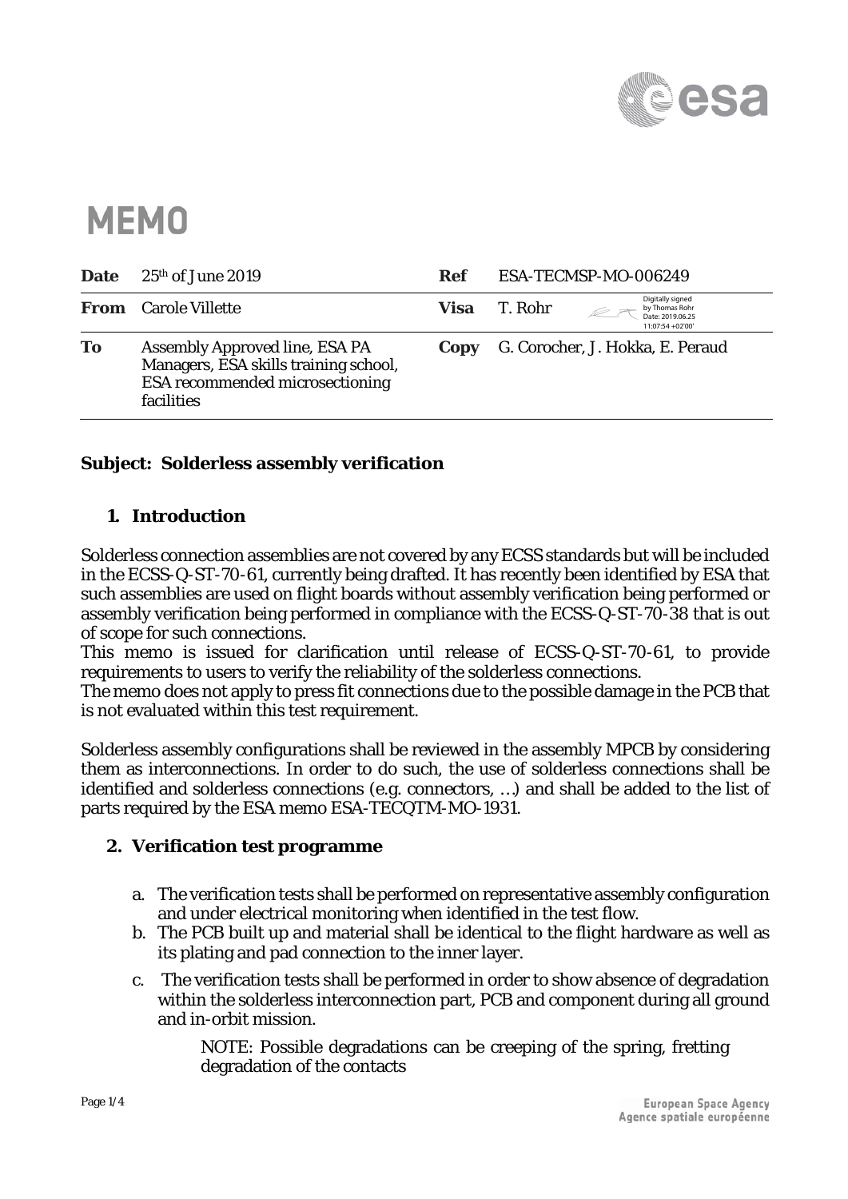# MEMO

| | | | |
|---|---|---|---|
| **Date** | 25th of June 2019 | **Ref** | ESA-TECMSP-MO-006249 |
| **From** | Carole Villette | **Visa** | T. Rohr (Digitally signed by Thomas Rohr Date: 2019.06.25 11:07:54 +02'00') |
| **To** | Assembly Approved line, ESA PA Managers, ESA skills training school, ESA recommended microsectioning facilities | **Copy** | G. Corocher, J. Hokka, E. Peraud |

**Subject: Solderless assembly verification**

## 1. Introduction

Solderless connection assemblies are not covered by any ECSS standards but will be included in the ECSS-Q-ST-70-61, currently being drafted. It has recently been identified by ESA that such assemblies are used on flight boards without assembly verification being performed or assembly verification being performed in compliance with the ECSS-Q-ST-70-38 that is out of scope for such connections.

This memo is issued for clarification until release of ECSS-Q-ST-70-61, to provide requirements to users to verify the reliability of the solderless connections.

The memo does not apply to press fit connections due to the possible damage in the PCB that is not evaluated within this test requirement.

Solderless assembly configurations shall be reviewed in the assembly MPCB by considering them as interconnections. In order to do such, the use of solderless connections shall be identified and solderless connections (e.g. connectors, …) and shall be added to the list of parts required by the ESA memo ESA-TECQTM-MO-1931.

## 2. Verification test programme

a. The verification tests shall be performed on representative assembly configuration and under electrical monitoring when identified in the test flow.

b. The PCB built up and material shall be identical to the flight hardware as well as its plating and pad connection to the inner layer.

c. The verification tests shall be performed in order to show absence of degradation within the solderless interconnection part, PCB and component during all ground and in-orbit mission.

NOTE: Possible degradations can be creeping of the spring, fretting degradation of the contacts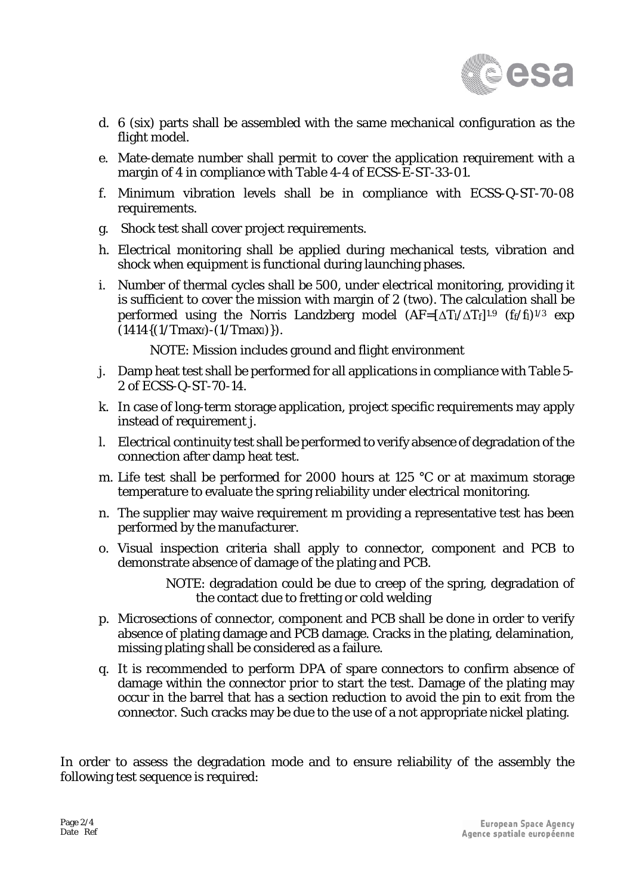d. 6 (six) parts shall be assembled with the same mechanical configuration as the flight model.

e. Mate-demate number shall permit to cover the application requirement with a margin of 4 in compliance with Table 4-4 of ECSS-E-ST-33-01.

f. Minimum vibration levels shall be in compliance with ECSS-Q-ST-70-08 requirements.

g. Shock test shall cover project requirements.

h. Electrical monitoring shall be applied during mechanical tests, vibration and shock when equipment is functional during launching phases.

i. Number of thermal cycles shall be 500, under electrical monitoring, providing it is sufficient to cover the mission with margin of 2 (two). The calculation shall be performed using the Norris Landzberg model ($AF=[\Delta T_l/\Delta T_f]^{1.9}\ (f_f/f_l)^{1/3}\ \exp(1414\{(1/Tmax_f)-(1/Tmax_l)\})$.

   NOTE: Mission includes ground and flight environment

j. Damp heat test shall be performed for all applications in compliance with Table 5-2 of ECSS-Q-ST-70-14.

k. In case of long-term storage application, project specific requirements may apply instead of requirement j.

l. Electrical continuity test shall be performed to verify absence of degradation of the connection after damp heat test.

m. Life test shall be performed for 2000 hours at 125 °C or at maximum storage temperature to evaluate the spring reliability under electrical monitoring.

n. The supplier may waive requirement m providing a representative test has been performed by the manufacturer.

o. Visual inspection criteria shall apply to connector, component and PCB to demonstrate absence of damage of the plating and PCB.

   NOTE: degradation could be due to creep of the spring, degradation of the contact due to fretting or cold welding

p. Microsections of connector, component and PCB shall be done in order to verify absence of plating damage and PCB damage. Cracks in the plating, delamination, missing plating shall be considered as a failure.

q. It is recommended to perform DPA of spare connectors to confirm absence of damage within the connector prior to start the test. Damage of the plating may occur in the barrel that has a section reduction to avoid the pin to exit from the connector. Such cracks may be due to the use of a not appropriate nickel plating.

In order to assess the degradation mode and to ensure reliability of the assembly the following test sequence is required: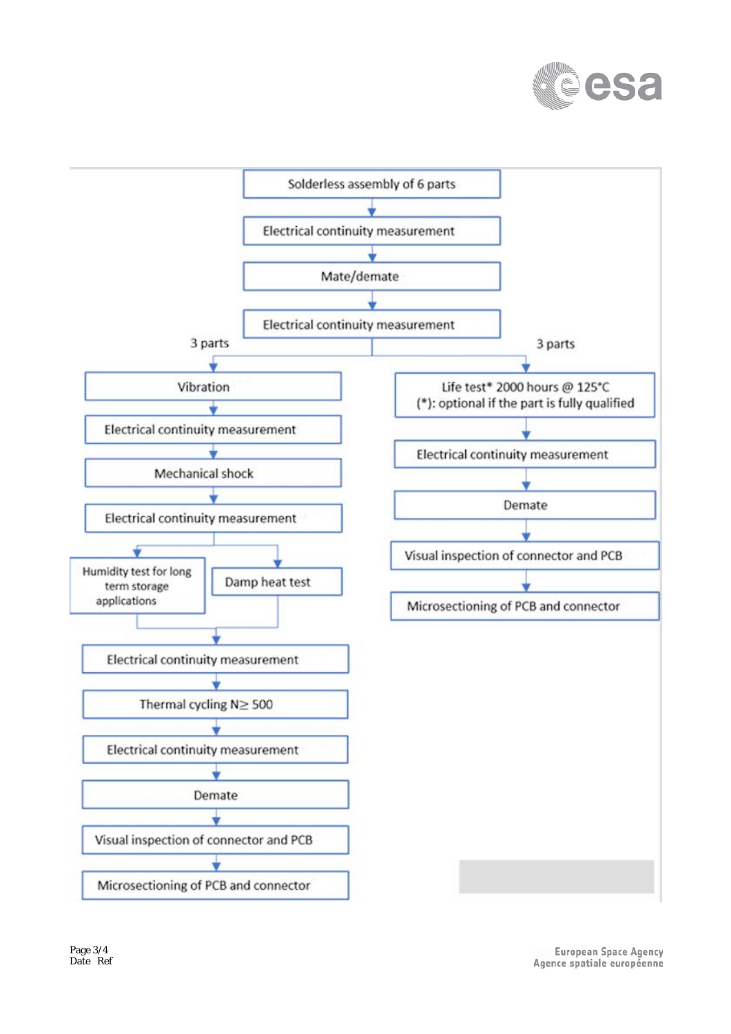Solderless assembly of 6 parts

↓

Electrical continuity measurement

↓

Mate/demate

↓

Electrical continuity measurement

**3 parts:**

- Vibration
- Electrical continuity measurement
- Mechanical shock
- Electrical continuity measurement
- Humidity test for long term storage applications / Damp heat test
- Electrical continuity measurement
- Thermal cycling $N \geq 500$
- Electrical continuity measurement
- Demate
- Visual inspection of connector and PCB
- Microsectioning of PCB and connector

**3 parts:**

- Life test* 2000 hours @ 125°C
  (*): optional if the part is fully qualified
- Electrical continuity measurement
- Demate
- Visual inspection of connector and PCB
- Microsectioning of PCB and connector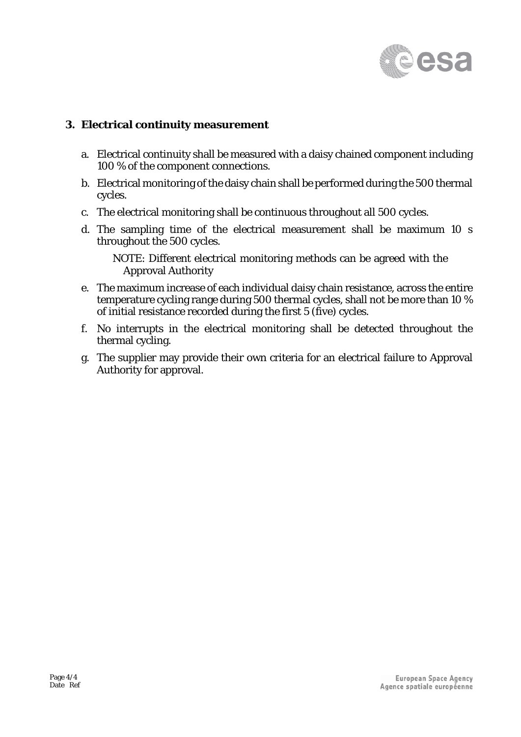## 3. Electrical continuity measurement

a. Electrical continuity shall be measured with a daisy chained component including 100 % of the component connections.

b. Electrical monitoring of the daisy chain shall be performed during the 500 thermal cycles.

c. The electrical monitoring shall be continuous throughout all 500 cycles.

d. The sampling time of the electrical measurement shall be maximum 10 s throughout the 500 cycles.

   NOTE: Different electrical monitoring methods can be agreed with the Approval Authority

e. The maximum increase of each individual daisy chain resistance, across the entire temperature cycling range during 500 thermal cycles, shall not be more than 10 % of initial resistance recorded during the first 5 (five) cycles.

f. No interrupts in the electrical monitoring shall be detected throughout the thermal cycling.

g. The supplier may provide their own criteria for an electrical failure to Approval Authority for approval.